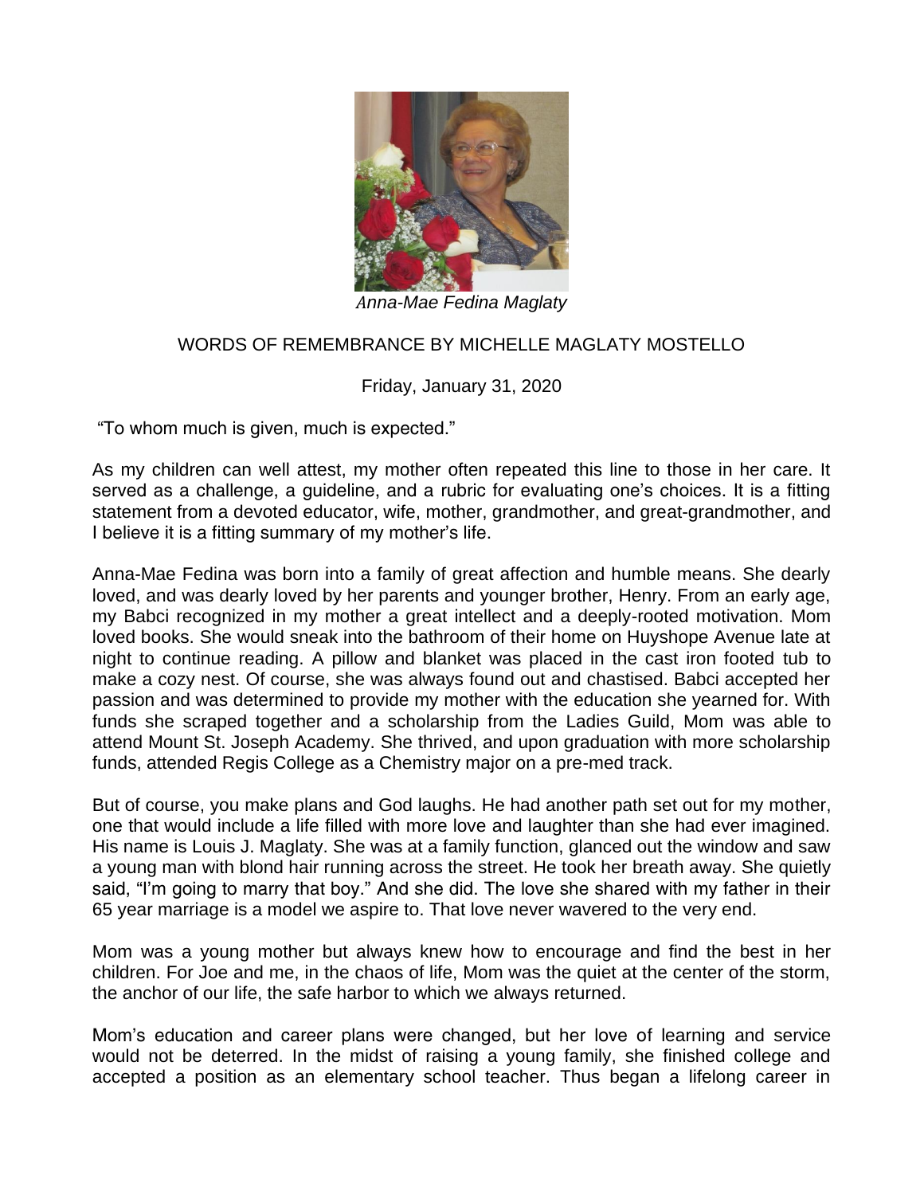*Anna-Mae Fedina Maglaty*

## WORDS OF REMEMBRANCE BY MICHELLE MAGLATY MOSTELLO

Friday, January 31, 2020

"To whom much is given, much is expected."

As my children can well attest, my mother often repeated this line to those in her care. It served as a challenge, a guideline, and a rubric for evaluating one's choices. It is a fitting statement from a devoted educator, wife, mother, grandmother, and great-grandmother, and I believe it is a fitting summary of my mother's life.

Anna-Mae Fedina was born into a family of great affection and humble means. She dearly loved, and was dearly loved by her parents and younger brother, Henry. From an early age, my Babci recognized in my mother a great intellect and a deeply-rooted motivation. Mom loved books. She would sneak into the bathroom of their home on Huyshope Avenue late at night to continue reading. A pillow and blanket was placed in the cast iron footed tub to make a cozy nest. Of course, she was always found out and chastised. Babci accepted her passion and was determined to provide my mother with the education she yearned for. With funds she scraped together and a scholarship from the Ladies Guild, Mom was able to attend Mount St. Joseph Academy. She thrived, and upon graduation with more scholarship funds, attended Regis College as a Chemistry major on a pre-med track.

But of course, you make plans and God laughs. He had another path set out for my mother, one that would include a life filled with more love and laughter than she had ever imagined. His name is Louis J. Maglaty. She was at a family function, glanced out the window and saw a young man with blond hair running across the street. He took her breath away. She quietly said, "I'm going to marry that boy." And she did. The love she shared with my father in their 65 year marriage is a model we aspire to. That love never wavered to the very end.

Mom was a young mother but always knew how to encourage and find the best in her children. For Joe and me, in the chaos of life, Mom was the quiet at the center of the storm, the anchor of our life, the safe harbor to which we always returned.

Mom's education and career plans were changed, but her love of learning and service would not be deterred. In the midst of raising a young family, she finished college and accepted a position as an elementary school teacher. Thus began a lifelong career in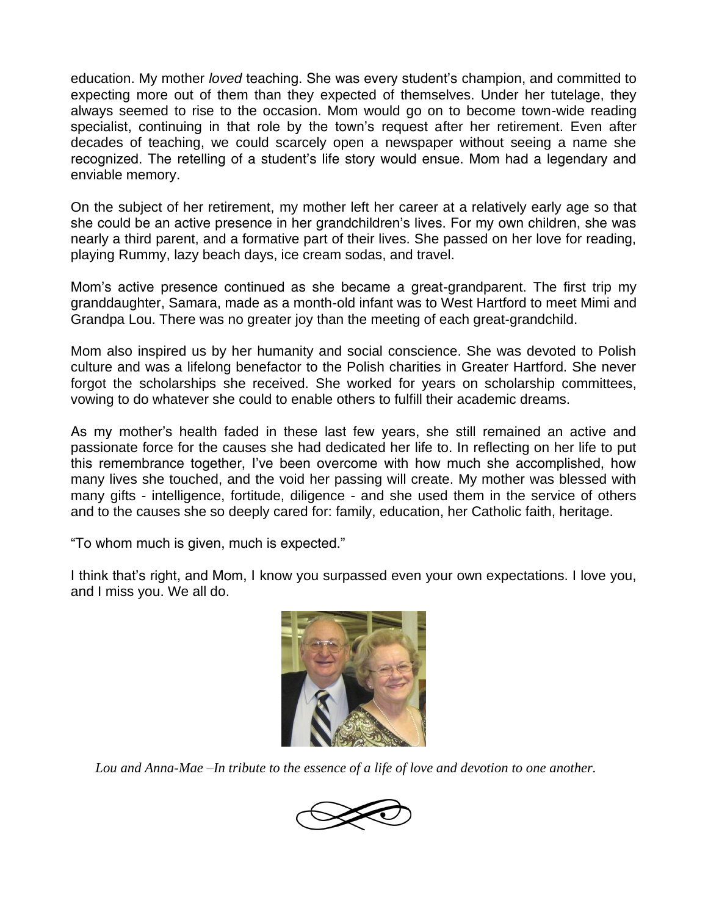education. My mother *loved* teaching. She was every student's champion, and committed to expecting more out of them than they expected of themselves. Under her tutelage, they always seemed to rise to the occasion. Mom would go on to become town-wide reading specialist, continuing in that role by the town's request after her retirement. Even after decades of teaching, we could scarcely open a newspaper without seeing a name she recognized. The retelling of a student's life story would ensue. Mom had a legendary and enviable memory.

On the subject of her retirement, my mother left her career at a relatively early age so that she could be an active presence in her grandchildren's lives. For my own children, she was nearly a third parent, and a formative part of their lives. She passed on her love for reading, playing Rummy, lazy beach days, ice cream sodas, and travel.

Mom's active presence continued as she became a great-grandparent. The first trip my granddaughter, Samara, made as a month-old infant was to West Hartford to meet Mimi and Grandpa Lou. There was no greater joy than the meeting of each great-grandchild.

Mom also inspired us by her humanity and social conscience. She was devoted to Polish culture and was a lifelong benefactor to the Polish charities in Greater Hartford. She never forgot the scholarships she received. She worked for years on scholarship committees, vowing to do whatever she could to enable others to fulfill their academic dreams.

As my mother's health faded in these last few years, she still remained an active and passionate force for the causes she had dedicated her life to. In reflecting on her life to put this remembrance together, I've been overcome with how much she accomplished, how many lives she touched, and the void her passing will create. My mother was blessed with many gifts - intelligence, fortitude, diligence - and she used them in the service of others and to the causes she so deeply cared for: family, education, her Catholic faith, heritage.

"To whom much is given, much is expected."

I think that's right, and Mom, I know you surpassed even your own expectations. I love you, and I miss you. We all do.

*Lou and Anna-Mae –In tribute to the essence of a life of love and devotion to one another.*